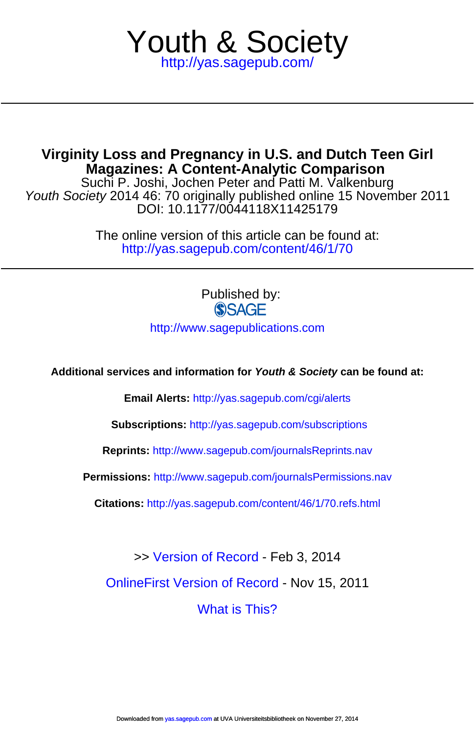# Youth & Society

http://yas.sagepub.com/

## Virginity Loss and Pregnancy in U.S. and Dutch Teen Girl Magazines: A Content-Analytic Comparison

Suchi P. Joshi, Jochen Peter and Patti M. Valkenburg

*Youth Society* 2014 46: 70 originally published online 15 November 2011

DOI: 10.1177/0044118X11425179

The online version of this article can be found at:

http://yas.sagepub.com/content/46/1/70

Published by:

SAGE

http://www.sagepublications.com

**Additional services and information for *Youth & Society* can be found at:**

**Email Alerts:** http://yas.sagepub.com/cgi/alerts

**Subscriptions:** http://yas.sagepub.com/subscriptions

**Reprints:** http://www.sagepub.com/journalsReprints.nav

**Permissions:** http://www.sagepub.com/journalsPermissions.nav

**Citations:** http://yas.sagepub.com/content/46/1/70.refs.html

>> Version of Record - Feb 3, 2014

OnlineFirst Version of Record - Nov 15, 2011

What is This?

Downloaded from yas.sagepub.com at UVA Universiteitsbibliotheek on November 27, 2014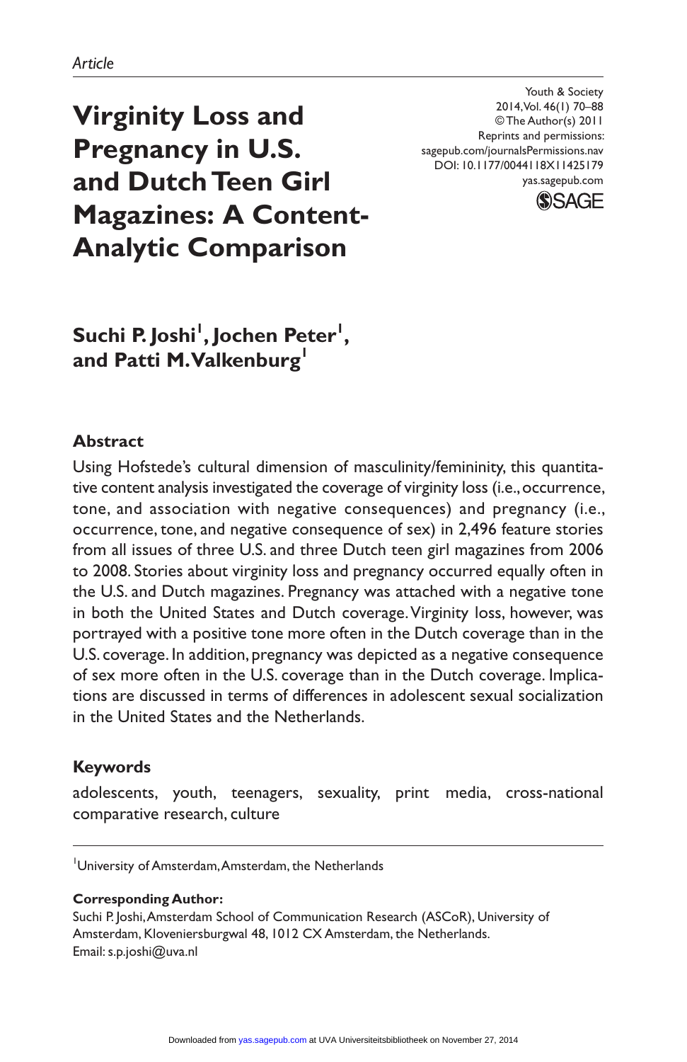Article

# Virginity Loss and Pregnancy in U.S. and Dutch Teen Girl Magazines: A Content-Analytic Comparison

Youth & Society
2014, Vol. 46(1) 70–88
© The Author(s) 2011
Reprints and permissions:
sagepub.com/journalsPermissions.nav
DOI: 10.1177/0044118X11425179
yas.sagepub.com

**Suchi P. Joshi[1], Jochen Peter[1], and Patti M. Valkenburg[1]**

## Abstract

Using Hofstede's cultural dimension of masculinity/femininity, this quantitative content analysis investigated the coverage of virginity loss (i.e., occurrence, tone, and association with negative consequences) and pregnancy (i.e., occurrence, tone, and negative consequence of sex) in 2,496 feature stories from all issues of three U.S. and three Dutch teen girl magazines from 2006 to 2008. Stories about virginity loss and pregnancy occurred equally often in the U.S. and Dutch magazines. Pregnancy was attached with a negative tone in both the United States and Dutch coverage. Virginity loss, however, was portrayed with a positive tone more often in the Dutch coverage than in the U.S. coverage. In addition, pregnancy was depicted as a negative consequence of sex more often in the U.S. coverage than in the Dutch coverage. Implications are discussed in terms of differences in adolescent sexual socialization in the United States and the Netherlands.

## Keywords

adolescents, youth, teenagers, sexuality, print media, cross-national comparative research, culture

[1]University of Amsterdam, Amsterdam, the Netherlands

**Corresponding Author:**
Suchi P. Joshi, Amsterdam School of Communication Research (ASCoR), University of Amsterdam, Kloveniersburgwal 48, 1012 CX Amsterdam, the Netherlands.
Email: s.p.joshi@uva.nl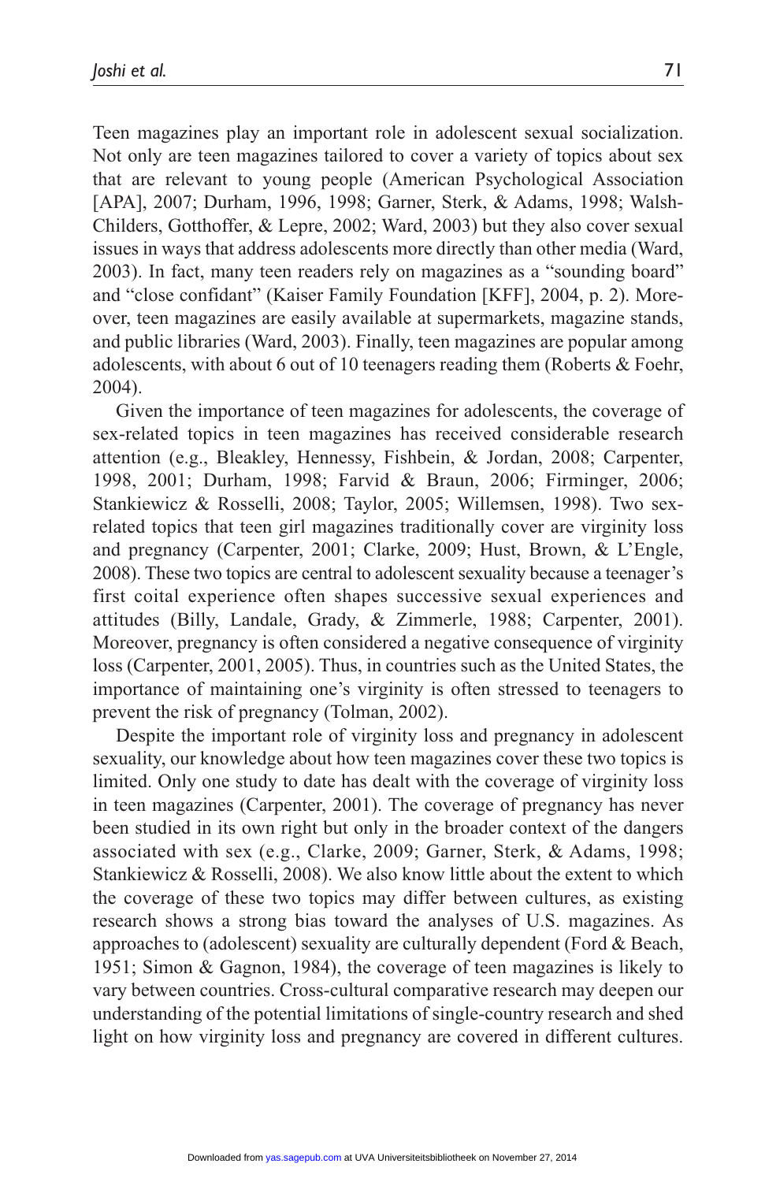Teen magazines play an important role in adolescent sexual socialization. Not only are teen magazines tailored to cover a variety of topics about sex that are relevant to young people (American Psychological Association [APA], 2007; Durham, 1996, 1998; Garner, Sterk, & Adams, 1998; Walsh-Childers, Gotthoffer, & Lepre, 2002; Ward, 2003) but they also cover sexual issues in ways that address adolescents more directly than other media (Ward, 2003). In fact, many teen readers rely on magazines as a "sounding board" and "close confidant" (Kaiser Family Foundation [KFF], 2004, p. 2). Moreover, teen magazines are easily available at supermarkets, magazine stands, and public libraries (Ward, 2003). Finally, teen magazines are popular among adolescents, with about 6 out of 10 teenagers reading them (Roberts & Foehr, 2004).

Given the importance of teen magazines for adolescents, the coverage of sex-related topics in teen magazines has received considerable research attention (e.g., Bleakley, Hennessy, Fishbein, & Jordan, 2008; Carpenter, 1998, 2001; Durham, 1998; Farvid & Braun, 2006; Firminger, 2006; Stankiewicz & Rosselli, 2008; Taylor, 2005; Willemsen, 1998). Two sex-related topics that teen girl magazines traditionally cover are virginity loss and pregnancy (Carpenter, 2001; Clarke, 2009; Hust, Brown, & L'Engle, 2008). These two topics are central to adolescent sexuality because a teenager's first coital experience often shapes successive sexual experiences and attitudes (Billy, Landale, Grady, & Zimmerle, 1988; Carpenter, 2001). Moreover, pregnancy is often considered a negative consequence of virginity loss (Carpenter, 2001, 2005). Thus, in countries such as the United States, the importance of maintaining one's virginity is often stressed to teenagers to prevent the risk of pregnancy (Tolman, 2002).

Despite the important role of virginity loss and pregnancy in adolescent sexuality, our knowledge about how teen magazines cover these two topics is limited. Only one study to date has dealt with the coverage of virginity loss in teen magazines (Carpenter, 2001). The coverage of pregnancy has never been studied in its own right but only in the broader context of the dangers associated with sex (e.g., Clarke, 2009; Garner, Sterk, & Adams, 1998; Stankiewicz & Rosselli, 2008). We also know little about the extent to which the coverage of these two topics may differ between cultures, as existing research shows a strong bias toward the analyses of U.S. magazines. As approaches to (adolescent) sexuality are culturally dependent (Ford & Beach, 1951; Simon & Gagnon, 1984), the coverage of teen magazines is likely to vary between countries. Cross-cultural comparative research may deepen our understanding of the potential limitations of single-country research and shed light on how virginity loss and pregnancy are covered in different cultures.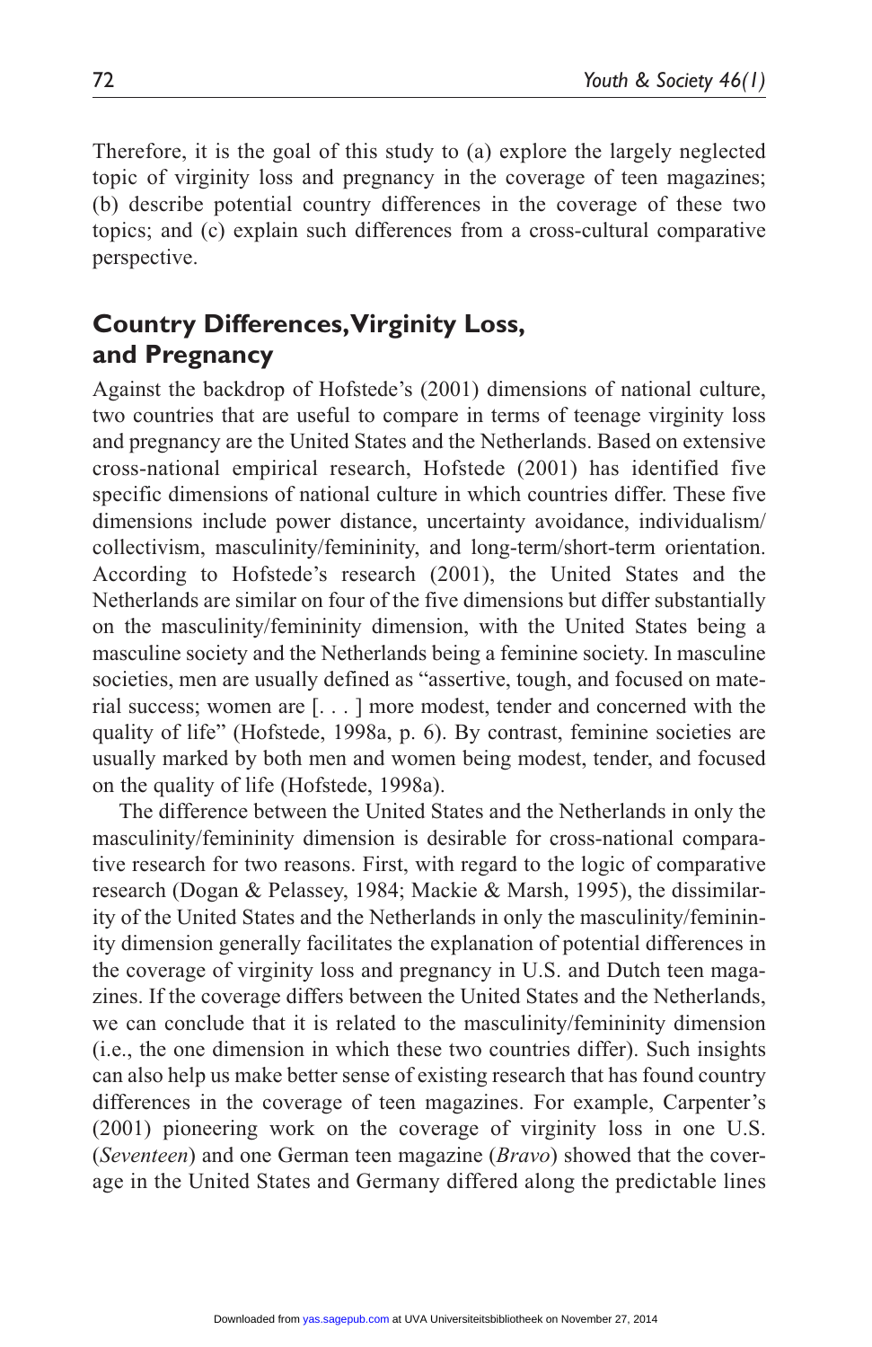Therefore, it is the goal of this study to (a) explore the largely neglected topic of virginity loss and pregnancy in the coverage of teen magazines; (b) describe potential country differences in the coverage of these two topics; and (c) explain such differences from a cross-cultural comparative perspective.

## Country Differences, Virginity Loss, and Pregnancy

Against the backdrop of Hofstede's (2001) dimensions of national culture, two countries that are useful to compare in terms of teenage virginity loss and pregnancy are the United States and the Netherlands. Based on extensive cross-national empirical research, Hofstede (2001) has identified five specific dimensions of national culture in which countries differ. These five dimensions include power distance, uncertainty avoidance, individualism/collectivism, masculinity/femininity, and long-term/short-term orientation. According to Hofstede's research (2001), the United States and the Netherlands are similar on four of the five dimensions but differ substantially on the masculinity/femininity dimension, with the United States being a masculine society and the Netherlands being a feminine society. In masculine societies, men are usually defined as "assertive, tough, and focused on material success; women are [. . . ] more modest, tender and concerned with the quality of life" (Hofstede, 1998a, p. 6). By contrast, feminine societies are usually marked by both men and women being modest, tender, and focused on the quality of life (Hofstede, 1998a).

The difference between the United States and the Netherlands in only the masculinity/femininity dimension is desirable for cross-national comparative research for two reasons. First, with regard to the logic of comparative research (Dogan & Pelassey, 1984; Mackie & Marsh, 1995), the dissimilarity of the United States and the Netherlands in only the masculinity/femininity dimension generally facilitates the explanation of potential differences in the coverage of virginity loss and pregnancy in U.S. and Dutch teen magazines. If the coverage differs between the United States and the Netherlands, we can conclude that it is related to the masculinity/femininity dimension (i.e., the one dimension in which these two countries differ). Such insights can also help us make better sense of existing research that has found country differences in the coverage of teen magazines. For example, Carpenter's (2001) pioneering work on the coverage of virginity loss in one U.S. (*Seventeen*) and one German teen magazine (*Bravo*) showed that the coverage in the United States and Germany differed along the predictable lines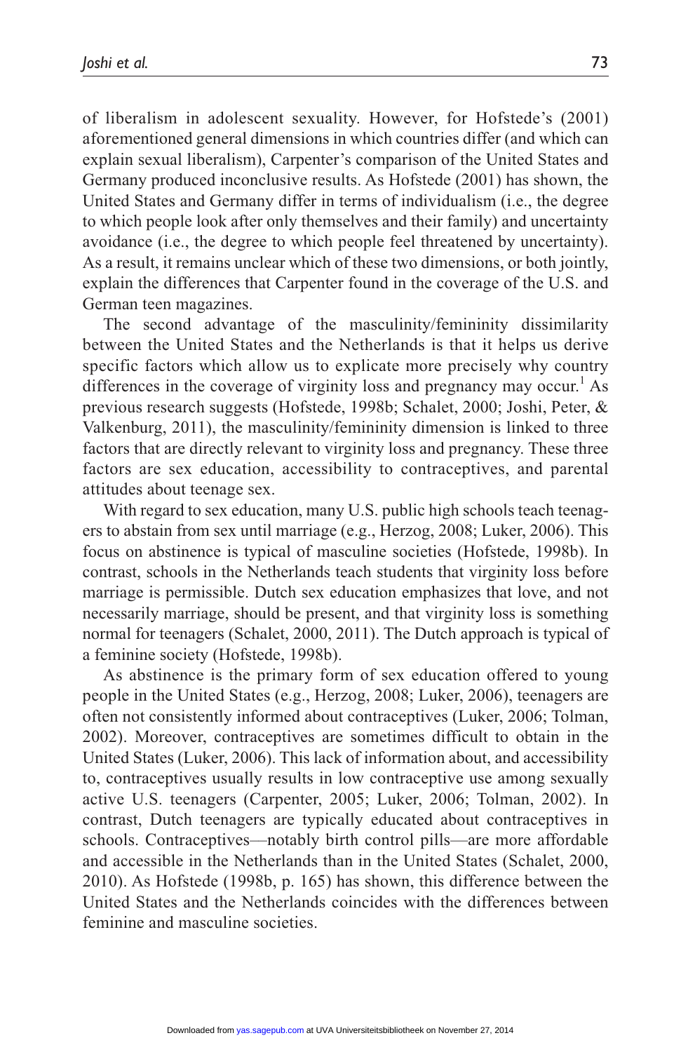of liberalism in adolescent sexuality. However, for Hofstede's (2001) aforementioned general dimensions in which countries differ (and which can explain sexual liberalism), Carpenter's comparison of the United States and Germany produced inconclusive results. As Hofstede (2001) has shown, the United States and Germany differ in terms of individualism (i.e., the degree to which people look after only themselves and their family) and uncertainty avoidance (i.e., the degree to which people feel threatened by uncertainty). As a result, it remains unclear which of these two dimensions, or both jointly, explain the differences that Carpenter found in the coverage of the U.S. and German teen magazines.

The second advantage of the masculinity/femininity dissimilarity between the United States and the Netherlands is that it helps us derive specific factors which allow us to explicate more precisely why country differences in the coverage of virginity loss and pregnancy may occur.[1] As previous research suggests (Hofstede, 1998b; Schalet, 2000; Joshi, Peter, & Valkenburg, 2011), the masculinity/femininity dimension is linked to three factors that are directly relevant to virginity loss and pregnancy. These three factors are sex education, accessibility to contraceptives, and parental attitudes about teenage sex.

With regard to sex education, many U.S. public high schools teach teenagers to abstain from sex until marriage (e.g., Herzog, 2008; Luker, 2006). This focus on abstinence is typical of masculine societies (Hofstede, 1998b). In contrast, schools in the Netherlands teach students that virginity loss before marriage is permissible. Dutch sex education emphasizes that love, and not necessarily marriage, should be present, and that virginity loss is something normal for teenagers (Schalet, 2000, 2011). The Dutch approach is typical of a feminine society (Hofstede, 1998b).

As abstinence is the primary form of sex education offered to young people in the United States (e.g., Herzog, 2008; Luker, 2006), teenagers are often not consistently informed about contraceptives (Luker, 2006; Tolman, 2002). Moreover, contraceptives are sometimes difficult to obtain in the United States (Luker, 2006). This lack of information about, and accessibility to, contraceptives usually results in low contraceptive use among sexually active U.S. teenagers (Carpenter, 2005; Luker, 2006; Tolman, 2002). In contrast, Dutch teenagers are typically educated about contraceptives in schools. Contraceptives—notably birth control pills—are more affordable and accessible in the Netherlands than in the United States (Schalet, 2000, 2010). As Hofstede (1998b, p. 165) has shown, this difference between the United States and the Netherlands coincides with the differences between feminine and masculine societies.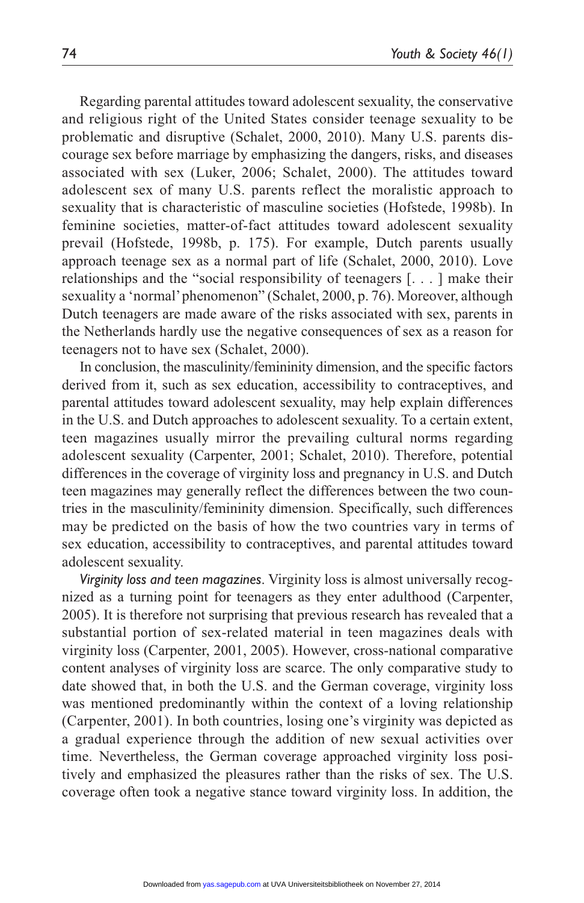Regarding parental attitudes toward adolescent sexuality, the conservative and religious right of the United States consider teenage sexuality to be problematic and disruptive (Schalet, 2000, 2010). Many U.S. parents discourage sex before marriage by emphasizing the dangers, risks, and diseases associated with sex (Luker, 2006; Schalet, 2000). The attitudes toward adolescent sex of many U.S. parents reflect the moralistic approach to sexuality that is characteristic of masculine societies (Hofstede, 1998b). In feminine societies, matter-of-fact attitudes toward adolescent sexuality prevail (Hofstede, 1998b, p. 175). For example, Dutch parents usually approach teenage sex as a normal part of life (Schalet, 2000, 2010). Love relationships and the "social responsibility of teenagers [. . . ] make their sexuality a 'normal' phenomenon" (Schalet, 2000, p. 76). Moreover, although Dutch teenagers are made aware of the risks associated with sex, parents in the Netherlands hardly use the negative consequences of sex as a reason for teenagers not to have sex (Schalet, 2000).

In conclusion, the masculinity/femininity dimension, and the specific factors derived from it, such as sex education, accessibility to contraceptives, and parental attitudes toward adolescent sexuality, may help explain differences in the U.S. and Dutch approaches to adolescent sexuality. To a certain extent, teen magazines usually mirror the prevailing cultural norms regarding adolescent sexuality (Carpenter, 2001; Schalet, 2010). Therefore, potential differences in the coverage of virginity loss and pregnancy in U.S. and Dutch teen magazines may generally reflect the differences between the two countries in the masculinity/femininity dimension. Specifically, such differences may be predicted on the basis of how the two countries vary in terms of sex education, accessibility to contraceptives, and parental attitudes toward adolescent sexuality.

*Virginity loss and teen magazines*. Virginity loss is almost universally recognized as a turning point for teenagers as they enter adulthood (Carpenter, 2005). It is therefore not surprising that previous research has revealed that a substantial portion of sex-related material in teen magazines deals with virginity loss (Carpenter, 2001, 2005). However, cross-national comparative content analyses of virginity loss are scarce. The only comparative study to date showed that, in both the U.S. and the German coverage, virginity loss was mentioned predominantly within the context of a loving relationship (Carpenter, 2001). In both countries, losing one's virginity was depicted as a gradual experience through the addition of new sexual activities over time. Nevertheless, the German coverage approached virginity loss positively and emphasized the pleasures rather than the risks of sex. The U.S. coverage often took a negative stance toward virginity loss. In addition, the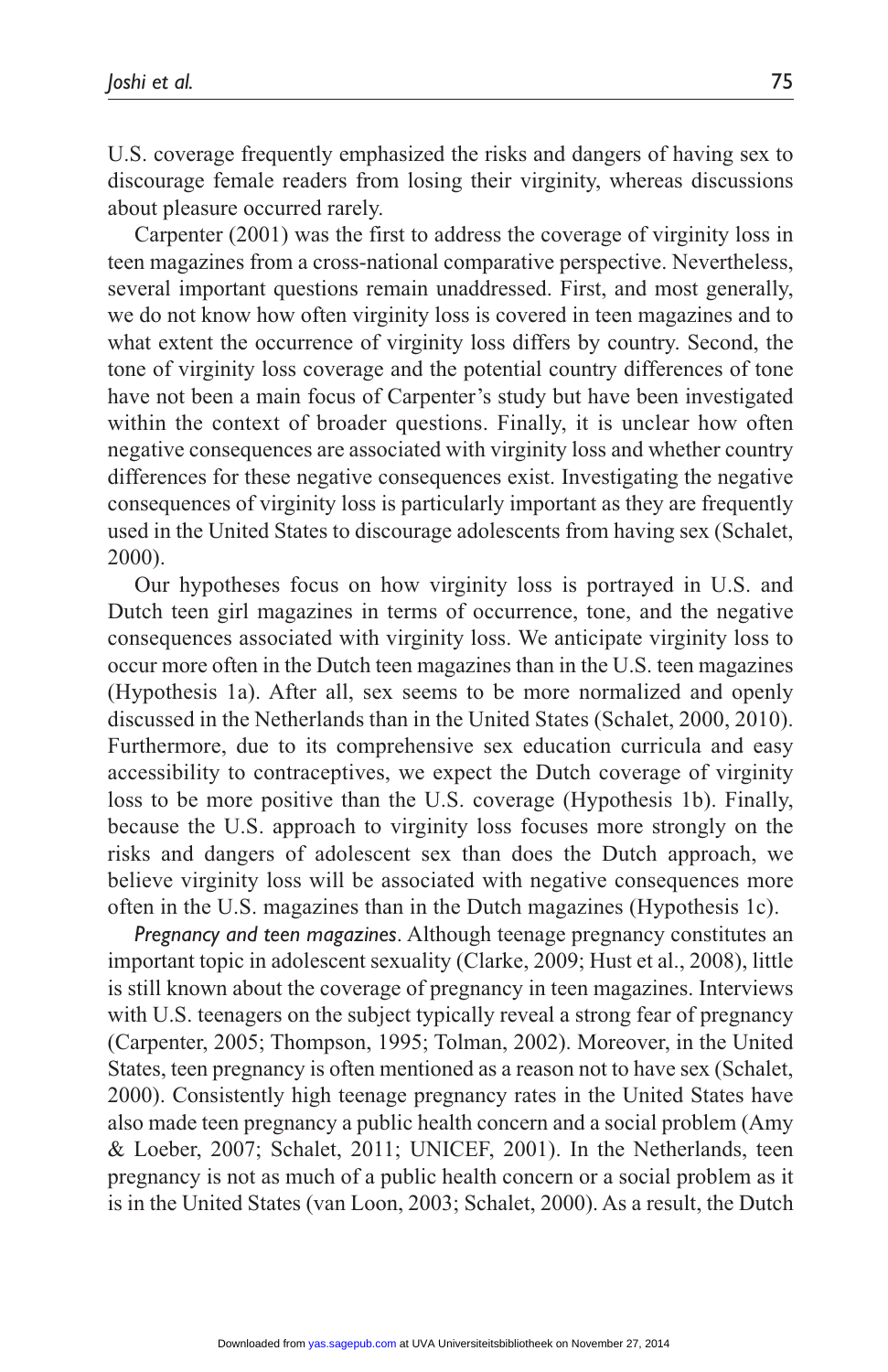U.S. coverage frequently emphasized the risks and dangers of having sex to discourage female readers from losing their virginity, whereas discussions about pleasure occurred rarely.

Carpenter (2001) was the first to address the coverage of virginity loss in teen magazines from a cross-national comparative perspective. Nevertheless, several important questions remain unaddressed. First, and most generally, we do not know how often virginity loss is covered in teen magazines and to what extent the occurrence of virginity loss differs by country. Second, the tone of virginity loss coverage and the potential country differences of tone have not been a main focus of Carpenter's study but have been investigated within the context of broader questions. Finally, it is unclear how often negative consequences are associated with virginity loss and whether country differences for these negative consequences exist. Investigating the negative consequences of virginity loss is particularly important as they are frequently used in the United States to discourage adolescents from having sex (Schalet, 2000).

Our hypotheses focus on how virginity loss is portrayed in U.S. and Dutch teen girl magazines in terms of occurrence, tone, and the negative consequences associated with virginity loss. We anticipate virginity loss to occur more often in the Dutch teen magazines than in the U.S. teen magazines (Hypothesis 1a). After all, sex seems to be more normalized and openly discussed in the Netherlands than in the United States (Schalet, 2000, 2010). Furthermore, due to its comprehensive sex education curricula and easy accessibility to contraceptives, we expect the Dutch coverage of virginity loss to be more positive than the U.S. coverage (Hypothesis 1b). Finally, because the U.S. approach to virginity loss focuses more strongly on the risks and dangers of adolescent sex than does the Dutch approach, we believe virginity loss will be associated with negative consequences more often in the U.S. magazines than in the Dutch magazines (Hypothesis 1c).

*Pregnancy and teen magazines*. Although teenage pregnancy constitutes an important topic in adolescent sexuality (Clarke, 2009; Hust et al., 2008), little is still known about the coverage of pregnancy in teen magazines. Interviews with U.S. teenagers on the subject typically reveal a strong fear of pregnancy (Carpenter, 2005; Thompson, 1995; Tolman, 2002). Moreover, in the United States, teen pregnancy is often mentioned as a reason not to have sex (Schalet, 2000). Consistently high teenage pregnancy rates in the United States have also made teen pregnancy a public health concern and a social problem (Amy & Loeber, 2007; Schalet, 2011; UNICEF, 2001). In the Netherlands, teen pregnancy is not as much of a public health concern or a social problem as it is in the United States (van Loon, 2003; Schalet, 2000). As a result, the Dutch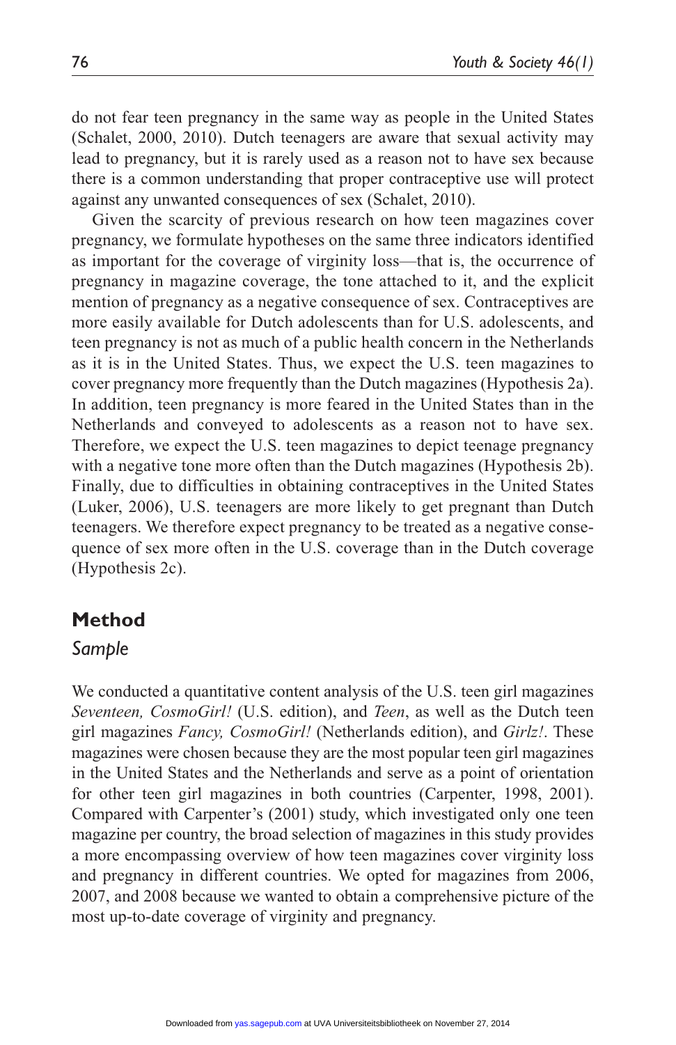do not fear teen pregnancy in the same way as people in the United States (Schalet, 2000, 2010). Dutch teenagers are aware that sexual activity may lead to pregnancy, but it is rarely used as a reason not to have sex because there is a common understanding that proper contraceptive use will protect against any unwanted consequences of sex (Schalet, 2010).

Given the scarcity of previous research on how teen magazines cover pregnancy, we formulate hypotheses on the same three indicators identified as important for the coverage of virginity loss—that is, the occurrence of pregnancy in magazine coverage, the tone attached to it, and the explicit mention of pregnancy as a negative consequence of sex. Contraceptives are more easily available for Dutch adolescents than for U.S. adolescents, and teen pregnancy is not as much of a public health concern in the Netherlands as it is in the United States. Thus, we expect the U.S. teen magazines to cover pregnancy more frequently than the Dutch magazines (Hypothesis 2a). In addition, teen pregnancy is more feared in the United States than in the Netherlands and conveyed to adolescents as a reason not to have sex. Therefore, we expect the U.S. teen magazines to depict teenage pregnancy with a negative tone more often than the Dutch magazines (Hypothesis 2b). Finally, due to difficulties in obtaining contraceptives in the United States (Luker, 2006), U.S. teenagers are more likely to get pregnant than Dutch teenagers. We therefore expect pregnancy to be treated as a negative consequence of sex more often in the U.S. coverage than in the Dutch coverage (Hypothesis 2c).

## Method

### *Sample*

We conducted a quantitative content analysis of the U.S. teen girl magazines *Seventeen, CosmoGirl!* (U.S. edition), and *Teen*, as well as the Dutch teen girl magazines *Fancy, CosmoGirl!* (Netherlands edition), and *Girlz!*. These magazines were chosen because they are the most popular teen girl magazines in the United States and the Netherlands and serve as a point of orientation for other teen girl magazines in both countries (Carpenter, 1998, 2001). Compared with Carpenter's (2001) study, which investigated only one teen magazine per country, the broad selection of magazines in this study provides a more encompassing overview of how teen magazines cover virginity loss and pregnancy in different countries. We opted for magazines from 2006, 2007, and 2008 because we wanted to obtain a comprehensive picture of the most up-to-date coverage of virginity and pregnancy.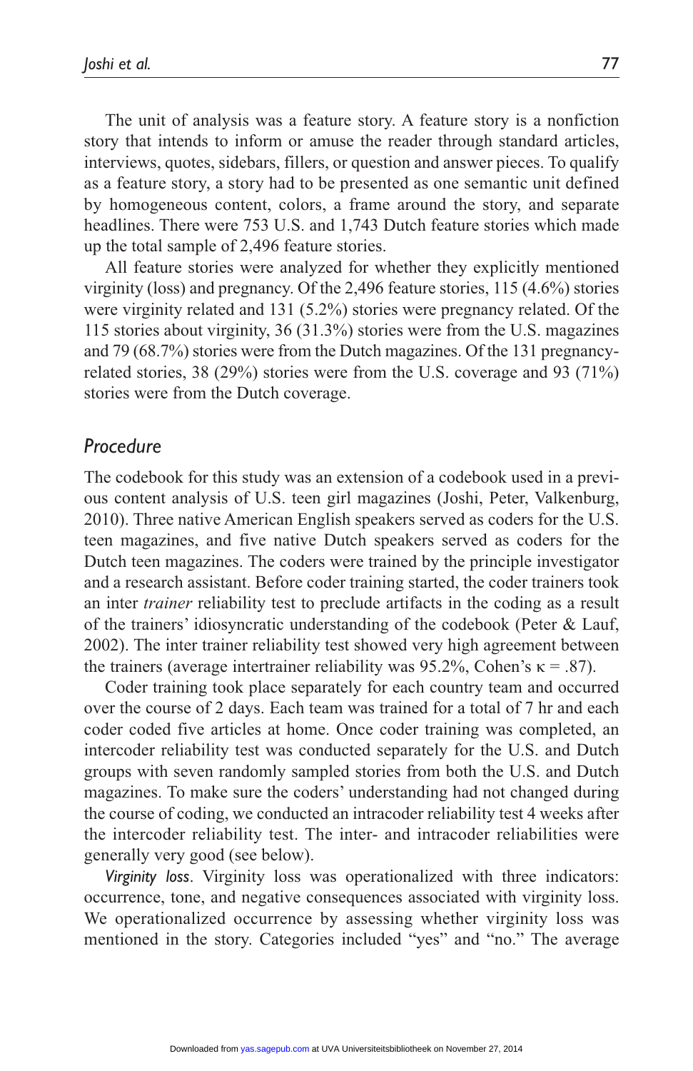The unit of analysis was a feature story. A feature story is a nonfiction story that intends to inform or amuse the reader through standard articles, interviews, quotes, sidebars, fillers, or question and answer pieces. To qualify as a feature story, a story had to be presented as one semantic unit defined by homogeneous content, colors, a frame around the story, and separate headlines. There were 753 U.S. and 1,743 Dutch feature stories which made up the total sample of 2,496 feature stories.

All feature stories were analyzed for whether they explicitly mentioned virginity (loss) and pregnancy. Of the 2,496 feature stories, 115 (4.6%) stories were virginity related and 131 (5.2%) stories were pregnancy related. Of the 115 stories about virginity, 36 (31.3%) stories were from the U.S. magazines and 79 (68.7%) stories were from the Dutch magazines. Of the 131 pregnancy-related stories, 38 (29%) stories were from the U.S. coverage and 93 (71%) stories were from the Dutch coverage.

## *Procedure*

The codebook for this study was an extension of a codebook used in a previous content analysis of U.S. teen girl magazines (Joshi, Peter, Valkenburg, 2010). Three native American English speakers served as coders for the U.S. teen magazines, and five native Dutch speakers served as coders for the Dutch teen magazines. The coders were trained by the principle investigator and a research assistant. Before coder training started, the coder trainers took an inter *trainer* reliability test to preclude artifacts in the coding as a result of the trainers' idiosyncratic understanding of the codebook (Peter & Lauf, 2002). The inter trainer reliability test showed very high agreement between the trainers (average intertrainer reliability was 95.2%, Cohen's $\kappa$ = .87).

Coder training took place separately for each country team and occurred over the course of 2 days. Each team was trained for a total of 7 hr and each coder coded five articles at home. Once coder training was completed, an intercoder reliability test was conducted separately for the U.S. and Dutch groups with seven randomly sampled stories from both the U.S. and Dutch magazines. To make sure the coders' understanding had not changed during the course of coding, we conducted an intracoder reliability test 4 weeks after the intercoder reliability test. The inter- and intracoder reliabilities were generally very good (see below).

*Virginity loss*. Virginity loss was operationalized with three indicators: occurrence, tone, and negative consequences associated with virginity loss. We operationalized occurrence by assessing whether virginity loss was mentioned in the story. Categories included "yes" and "no." The average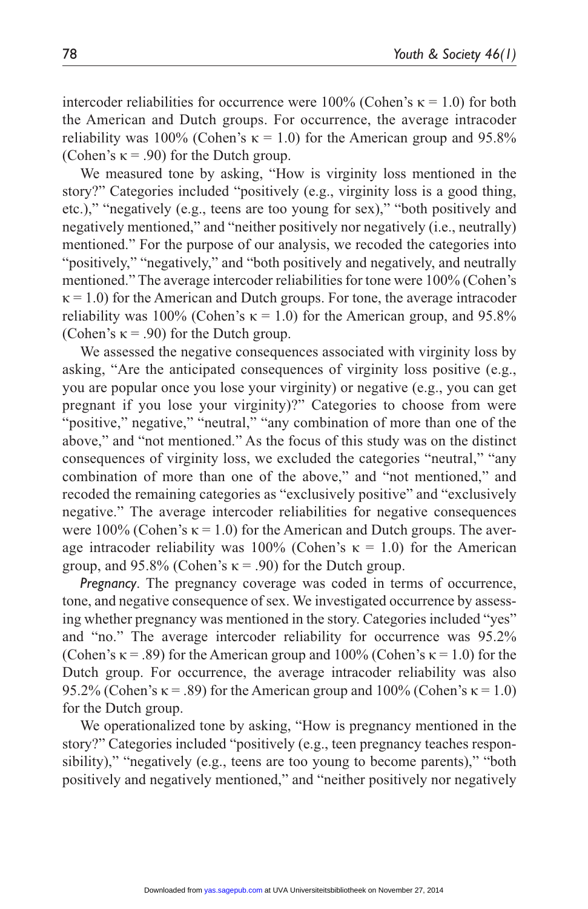intercoder reliabilities for occurrence were 100% (Cohen's $\kappa = 1.0$) for both the American and Dutch groups. For occurrence, the average intracoder reliability was 100% (Cohen's $\kappa = 1.0$) for the American group and 95.8% (Cohen's $\kappa = .90$) for the Dutch group.

We measured tone by asking, "How is virginity loss mentioned in the story?" Categories included "positively (e.g., virginity loss is a good thing, etc.)," "negatively (e.g., teens are too young for sex)," "both positively and negatively mentioned," and "neither positively nor negatively (i.e., neutrally) mentioned." For the purpose of our analysis, we recoded the categories into "positively," "negatively," and "both positively and negatively, and neutrally mentioned." The average intercoder reliabilities for tone were 100% (Cohen's $\kappa = 1.0$) for the American and Dutch groups. For tone, the average intracoder reliability was 100% (Cohen's $\kappa = 1.0$) for the American group, and 95.8% (Cohen's $\kappa = .90$) for the Dutch group.

We assessed the negative consequences associated with virginity loss by asking, "Are the anticipated consequences of virginity loss positive (e.g., you are popular once you lose your virginity) or negative (e.g., you can get pregnant if you lose your virginity)?" Categories to choose from were "positive," negative," "neutral," "any combination of more than one of the above," and "not mentioned." As the focus of this study was on the distinct consequences of virginity loss, we excluded the categories "neutral," "any combination of more than one of the above," and "not mentioned," and recoded the remaining categories as "exclusively positive" and "exclusively negative." The average intercoder reliabilities for negative consequences were 100% (Cohen's $\kappa = 1.0$) for the American and Dutch groups. The average intracoder reliability was 100% (Cohen's $\kappa = 1.0$) for the American group, and 95.8% (Cohen's $\kappa = .90$) for the Dutch group.

*Pregnancy*. The pregnancy coverage was coded in terms of occurrence, tone, and negative consequence of sex. We investigated occurrence by assessing whether pregnancy was mentioned in the story. Categories included "yes" and "no." The average intercoder reliability for occurrence was 95.2% (Cohen's $\kappa = .89$) for the American group and 100% (Cohen's $\kappa = 1.0$) for the Dutch group. For occurrence, the average intracoder reliability was also 95.2% (Cohen's $\kappa = .89$) for the American group and 100% (Cohen's $\kappa = 1.0$) for the Dutch group.

We operationalized tone by asking, "How is pregnancy mentioned in the story?" Categories included "positively (e.g., teen pregnancy teaches responsibility)," "negatively (e.g., teens are too young to become parents)," "both positively and negatively mentioned," and "neither positively nor negatively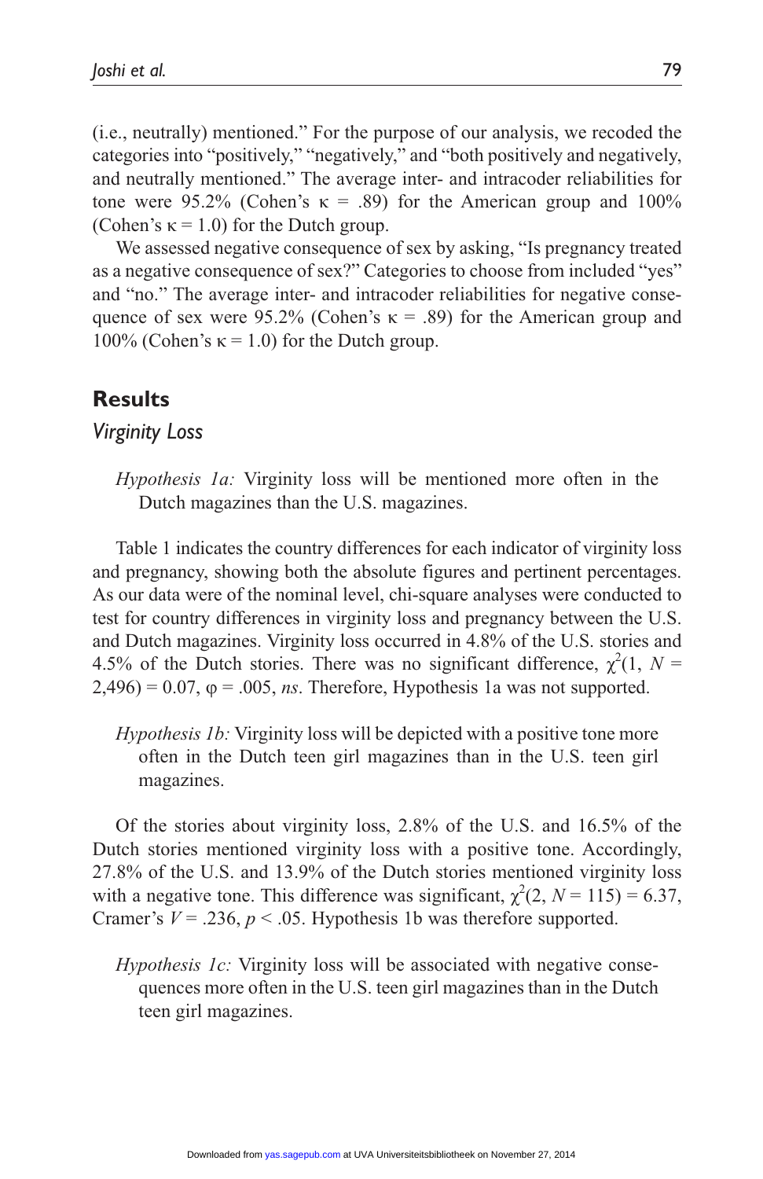(i.e., neutrally) mentioned." For the purpose of our analysis, we recoded the categories into "positively," "negatively," and "both positively and negatively, and neutrally mentioned." The average inter- and intracoder reliabilities for tone were 95.2% (Cohen's $\kappa$ = .89) for the American group and 100% (Cohen's $\kappa$ = 1.0) for the Dutch group.

We assessed negative consequence of sex by asking, "Is pregnancy treated as a negative consequence of sex?" Categories to choose from included "yes" and "no." The average inter- and intracoder reliabilities for negative consequence of sex were 95.2% (Cohen's $\kappa$ = .89) for the American group and 100% (Cohen's $\kappa$ = 1.0) for the Dutch group.

## Results

### *Virginity Loss*

> *Hypothesis 1a:* Virginity loss will be mentioned more often in the Dutch magazines than the U.S. magazines.

Table 1 indicates the country differences for each indicator of virginity loss and pregnancy, showing both the absolute figures and pertinent percentages. As our data were of the nominal level, chi-square analyses were conducted to test for country differences in virginity loss and pregnancy between the U.S. and Dutch magazines. Virginity loss occurred in 4.8% of the U.S. stories and 4.5% of the Dutch stories. There was no significant difference, $\chi^2(1, N = 2{,}496) = 0.07$, $\varphi = .005$, *ns*. Therefore, Hypothesis 1a was not supported.

> *Hypothesis 1b:* Virginity loss will be depicted with a positive tone more often in the Dutch teen girl magazines than in the U.S. teen girl magazines.

Of the stories about virginity loss, 2.8% of the U.S. and 16.5% of the Dutch stories mentioned virginity loss with a positive tone. Accordingly, 27.8% of the U.S. and 13.9% of the Dutch stories mentioned virginity loss with a negative tone. This difference was significant, $\chi^2(2, N = 115) = 6.37$, Cramer's $V = .236$, $p < .05$. Hypothesis 1b was therefore supported.

> *Hypothesis 1c:* Virginity loss will be associated with negative consequences more often in the U.S. teen girl magazines than in the Dutch teen girl magazines.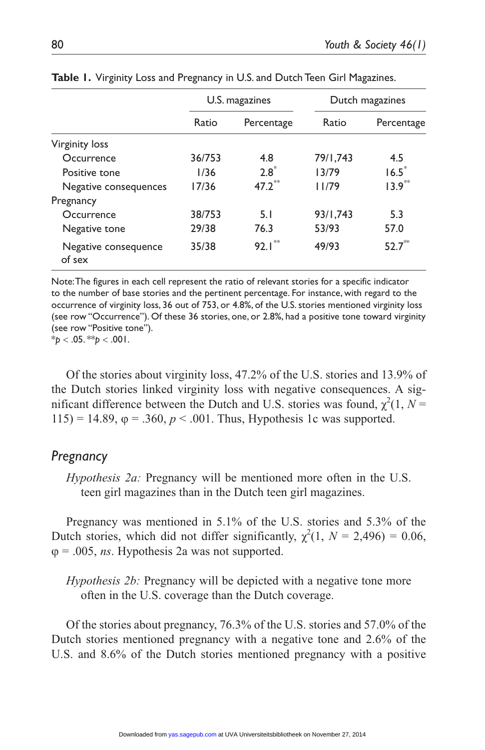**Table 1.** Virginity Loss and Pregnancy in U.S. and Dutch Teen Girl Magazines.

| | U.S. magazines | | Dutch magazines | |
|---|---|---|---|---|
| | Ratio | Percentage | Ratio | Percentage |
| Virginity loss | | | | |
| Occurrence | 36/753 | 4.8 | 79/1,743 | 4.5 |
| Positive tone | 1/36 | 2.8* | 13/79 | 16.5* |
| Negative consequences | 17/36 | 47.2** | 11/79 | 13.9** |
| Pregnancy | | | | |
| Occurrence | 38/753 | 5.1 | 93/1,743 | 5.3 |
| Negative tone | 29/38 | 76.3 | 53/93 | 57.0 |
| Negative consequence of sex | 35/38 | 92.1** | 49/93 | 52.7** |

Note: The figures in each cell represent the ratio of relevant stories for a specific indicator to the number of base stories and the pertinent percentage. For instance, with regard to the occurrence of virginity loss, 36 out of 753, or 4.8%, of the U.S. stories mentioned virginity loss (see row "Occurrence"). Of these 36 stories, one, or 2.8%, had a positive tone toward virginity (see row "Positive tone").
*$p < .05$. **$p < .001$.

Of the stories about virginity loss, 47.2% of the U.S. stories and 13.9% of the Dutch stories linked virginity loss with negative consequences. A significant difference between the Dutch and U.S. stories was found, $\chi^2(1, N = 115) = 14.89$, $\varphi = .360$, $p < .001$. Thus, Hypothesis 1c was supported.

## *Pregnancy*

> *Hypothesis 2a:* Pregnancy will be mentioned more often in the U.S. teen girl magazines than in the Dutch teen girl magazines.

Pregnancy was mentioned in 5.1% of the U.S. stories and 5.3% of the Dutch stories, which did not differ significantly, $\chi^2(1, N = 2{,}496) = 0.06$, $\varphi = .005$, *ns*. Hypothesis 2a was not supported.

> *Hypothesis 2b:* Pregnancy will be depicted with a negative tone more often in the U.S. coverage than the Dutch coverage.

Of the stories about pregnancy, 76.3% of the U.S. stories and 57.0% of the Dutch stories mentioned pregnancy with a negative tone and 2.6% of the U.S. and 8.6% of the Dutch stories mentioned pregnancy with a positive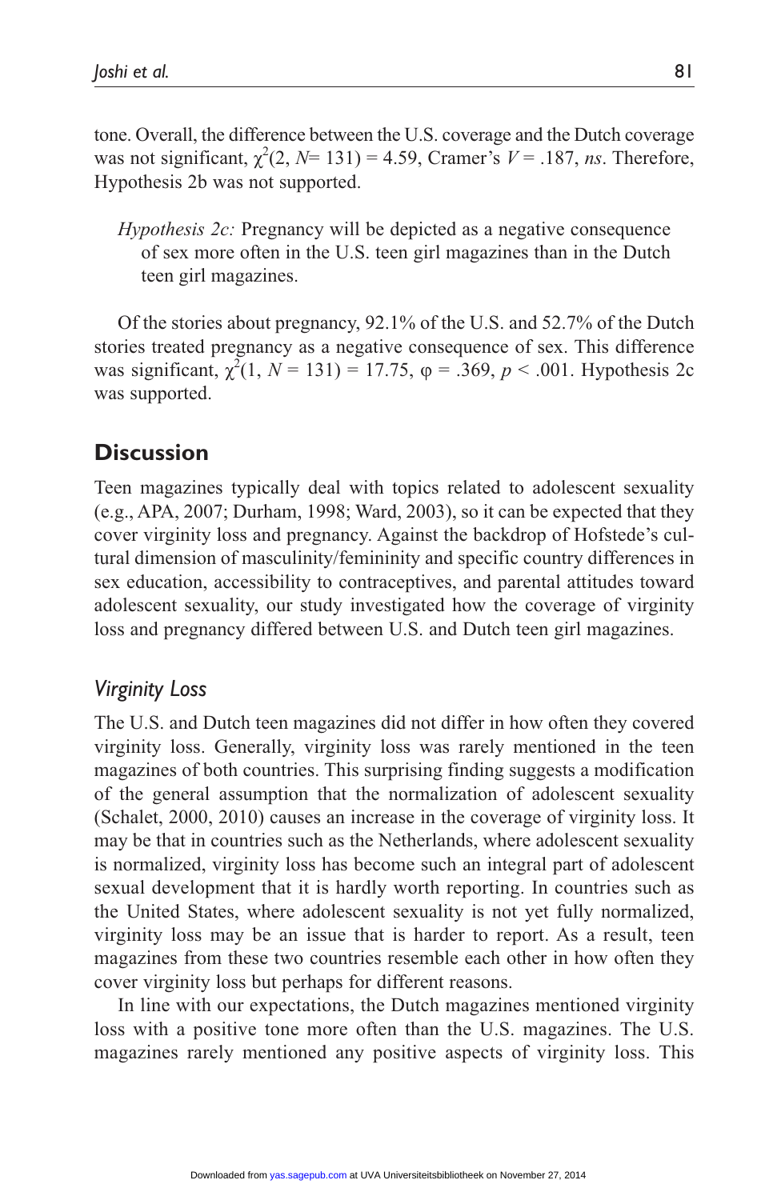tone. Overall, the difference between the U.S. coverage and the Dutch coverage was not significant, $\chi^2(2, N = 131) = 4.59$, Cramer's $V = .187$, *ns*. Therefore, Hypothesis 2b was not supported.

> *Hypothesis 2c:* Pregnancy will be depicted as a negative consequence of sex more often in the U.S. teen girl magazines than in the Dutch teen girl magazines.

Of the stories about pregnancy, 92.1% of the U.S. and 52.7% of the Dutch stories treated pregnancy as a negative consequence of sex. This difference was significant, $\chi^2(1, N = 131) = 17.75$, $\varphi = .369$, $p < .001$. Hypothesis 2c was supported.

## Discussion

Teen magazines typically deal with topics related to adolescent sexuality (e.g., APA, 2007; Durham, 1998; Ward, 2003), so it can be expected that they cover virginity loss and pregnancy. Against the backdrop of Hofstede's cultural dimension of masculinity/femininity and specific country differences in sex education, accessibility to contraceptives, and parental attitudes toward adolescent sexuality, our study investigated how the coverage of virginity loss and pregnancy differed between U.S. and Dutch teen girl magazines.

### *Virginity Loss*

The U.S. and Dutch teen magazines did not differ in how often they covered virginity loss. Generally, virginity loss was rarely mentioned in the teen magazines of both countries. This surprising finding suggests a modification of the general assumption that the normalization of adolescent sexuality (Schalet, 2000, 2010) causes an increase in the coverage of virginity loss. It may be that in countries such as the Netherlands, where adolescent sexuality is normalized, virginity loss has become such an integral part of adolescent sexual development that it is hardly worth reporting. In countries such as the United States, where adolescent sexuality is not yet fully normalized, virginity loss may be an issue that is harder to report. As a result, teen magazines from these two countries resemble each other in how often they cover virginity loss but perhaps for different reasons.

In line with our expectations, the Dutch magazines mentioned virginity loss with a positive tone more often than the U.S. magazines. The U.S. magazines rarely mentioned any positive aspects of virginity loss. This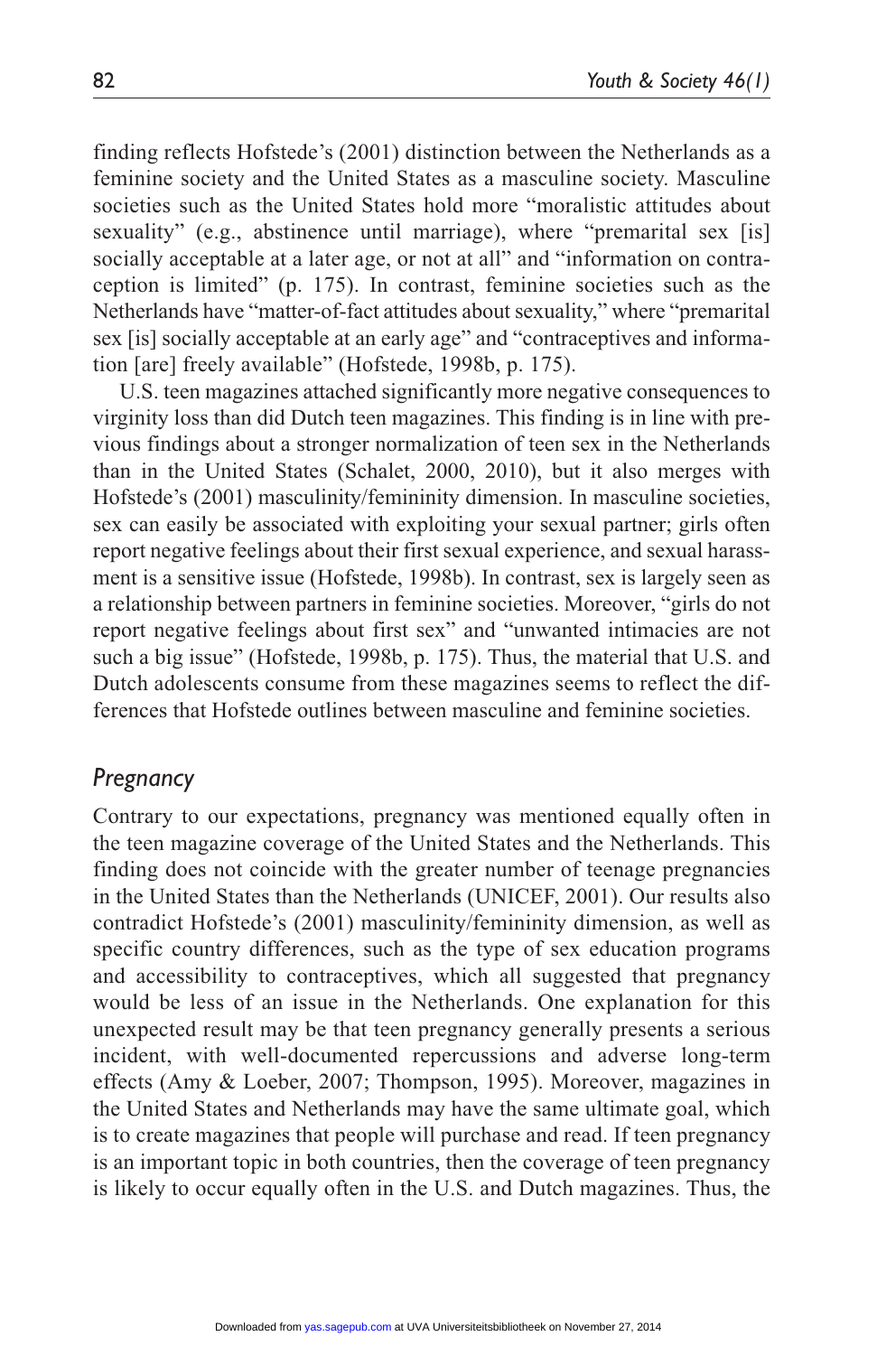finding reflects Hofstede's (2001) distinction between the Netherlands as a feminine society and the United States as a masculine society. Masculine societies such as the United States hold more "moralistic attitudes about sexuality" (e.g., abstinence until marriage), where "premarital sex [is] socially acceptable at a later age, or not at all" and "information on contraception is limited" (p. 175). In contrast, feminine societies such as the Netherlands have "matter-of-fact attitudes about sexuality," where "premarital sex [is] socially acceptable at an early age" and "contraceptives and information [are] freely available" (Hofstede, 1998b, p. 175).

U.S. teen magazines attached significantly more negative consequences to virginity loss than did Dutch teen magazines. This finding is in line with previous findings about a stronger normalization of teen sex in the Netherlands than in the United States (Schalet, 2000, 2010), but it also merges with Hofstede's (2001) masculinity/femininity dimension. In masculine societies, sex can easily be associated with exploiting your sexual partner; girls often report negative feelings about their first sexual experience, and sexual harassment is a sensitive issue (Hofstede, 1998b). In contrast, sex is largely seen as a relationship between partners in feminine societies. Moreover, "girls do not report negative feelings about first sex" and "unwanted intimacies are not such a big issue" (Hofstede, 1998b, p. 175). Thus, the material that U.S. and Dutch adolescents consume from these magazines seems to reflect the differences that Hofstede outlines between masculine and feminine societies.

## *Pregnancy*

Contrary to our expectations, pregnancy was mentioned equally often in the teen magazine coverage of the United States and the Netherlands. This finding does not coincide with the greater number of teenage pregnancies in the United States than the Netherlands (UNICEF, 2001). Our results also contradict Hofstede's (2001) masculinity/femininity dimension, as well as specific country differences, such as the type of sex education programs and accessibility to contraceptives, which all suggested that pregnancy would be less of an issue in the Netherlands. One explanation for this unexpected result may be that teen pregnancy generally presents a serious incident, with well-documented repercussions and adverse long-term effects (Amy & Loeber, 2007; Thompson, 1995). Moreover, magazines in the United States and Netherlands may have the same ultimate goal, which is to create magazines that people will purchase and read. If teen pregnancy is an important topic in both countries, then the coverage of teen pregnancy is likely to occur equally often in the U.S. and Dutch magazines. Thus, the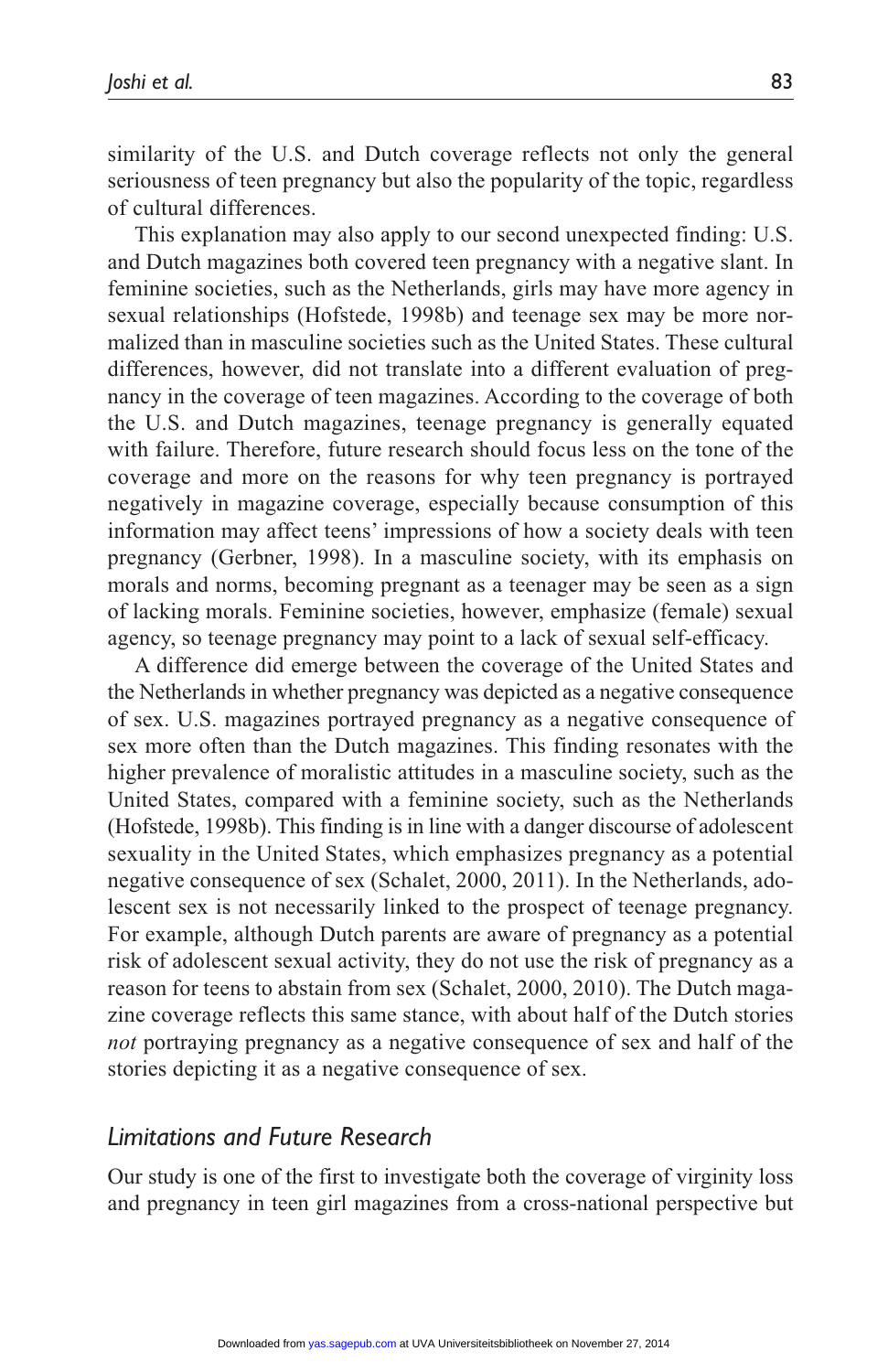similarity of the U.S. and Dutch coverage reflects not only the general seriousness of teen pregnancy but also the popularity of the topic, regardless of cultural differences.

This explanation may also apply to our second unexpected finding: U.S. and Dutch magazines both covered teen pregnancy with a negative slant. In feminine societies, such as the Netherlands, girls may have more agency in sexual relationships (Hofstede, 1998b) and teenage sex may be more normalized than in masculine societies such as the United States. These cultural differences, however, did not translate into a different evaluation of pregnancy in the coverage of teen magazines. According to the coverage of both the U.S. and Dutch magazines, teenage pregnancy is generally equated with failure. Therefore, future research should focus less on the tone of the coverage and more on the reasons for why teen pregnancy is portrayed negatively in magazine coverage, especially because consumption of this information may affect teens' impressions of how a society deals with teen pregnancy (Gerbner, 1998). In a masculine society, with its emphasis on morals and norms, becoming pregnant as a teenager may be seen as a sign of lacking morals. Feminine societies, however, emphasize (female) sexual agency, so teenage pregnancy may point to a lack of sexual self-efficacy.

A difference did emerge between the coverage of the United States and the Netherlands in whether pregnancy was depicted as a negative consequence of sex. U.S. magazines portrayed pregnancy as a negative consequence of sex more often than the Dutch magazines. This finding resonates with the higher prevalence of moralistic attitudes in a masculine society, such as the United States, compared with a feminine society, such as the Netherlands (Hofstede, 1998b). This finding is in line with a danger discourse of adolescent sexuality in the United States, which emphasizes pregnancy as a potential negative consequence of sex (Schalet, 2000, 2011). In the Netherlands, adolescent sex is not necessarily linked to the prospect of teenage pregnancy. For example, although Dutch parents are aware of pregnancy as a potential risk of adolescent sexual activity, they do not use the risk of pregnancy as a reason for teens to abstain from sex (Schalet, 2000, 2010). The Dutch magazine coverage reflects this same stance, with about half of the Dutch stories *not* portraying pregnancy as a negative consequence of sex and half of the stories depicting it as a negative consequence of sex.

## *Limitations and Future Research*

Our study is one of the first to investigate both the coverage of virginity loss and pregnancy in teen girl magazines from a cross-national perspective but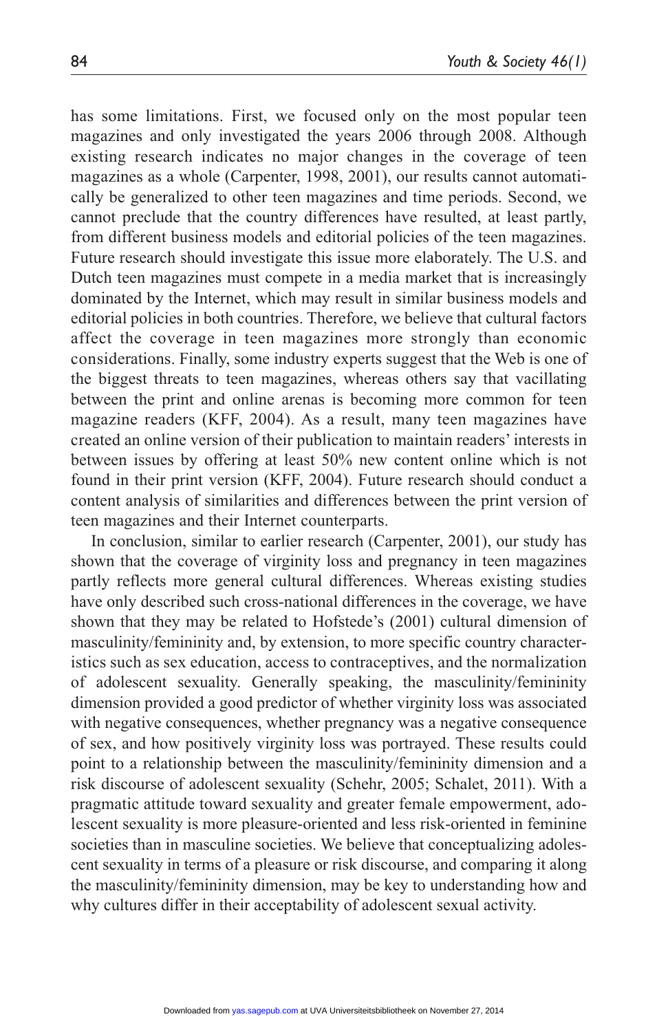has some limitations. First, we focused only on the most popular teen magazines and only investigated the years 2006 through 2008. Although existing research indicates no major changes in the coverage of teen magazines as a whole (Carpenter, 1998, 2001), our results cannot automatically be generalized to other teen magazines and time periods. Second, we cannot preclude that the country differences have resulted, at least partly, from different business models and editorial policies of the teen magazines. Future research should investigate this issue more elaborately. The U.S. and Dutch teen magazines must compete in a media market that is increasingly dominated by the Internet, which may result in similar business models and editorial policies in both countries. Therefore, we believe that cultural factors affect the coverage in teen magazines more strongly than economic considerations. Finally, some industry experts suggest that the Web is one of the biggest threats to teen magazines, whereas others say that vacillating between the print and online arenas is becoming more common for teen magazine readers (KFF, 2004). As a result, many teen magazines have created an online version of their publication to maintain readers' interests in between issues by offering at least 50% new content online which is not found in their print version (KFF, 2004). Future research should conduct a content analysis of similarities and differences between the print version of teen magazines and their Internet counterparts.

In conclusion, similar to earlier research (Carpenter, 2001), our study has shown that the coverage of virginity loss and pregnancy in teen magazines partly reflects more general cultural differences. Whereas existing studies have only described such cross-national differences in the coverage, we have shown that they may be related to Hofstede's (2001) cultural dimension of masculinity/femininity and, by extension, to more specific country characteristics such as sex education, access to contraceptives, and the normalization of adolescent sexuality. Generally speaking, the masculinity/femininity dimension provided a good predictor of whether virginity loss was associated with negative consequences, whether pregnancy was a negative consequence of sex, and how positively virginity loss was portrayed. These results could point to a relationship between the masculinity/femininity dimension and a risk discourse of adolescent sexuality (Schehr, 2005; Schalet, 2011). With a pragmatic attitude toward sexuality and greater female empowerment, adolescent sexuality is more pleasure-oriented and less risk-oriented in feminine societies than in masculine societies. We believe that conceptualizing adolescent sexuality in terms of a pleasure or risk discourse, and comparing it along the masculinity/femininity dimension, may be key to understanding how and why cultures differ in their acceptability of adolescent sexual activity.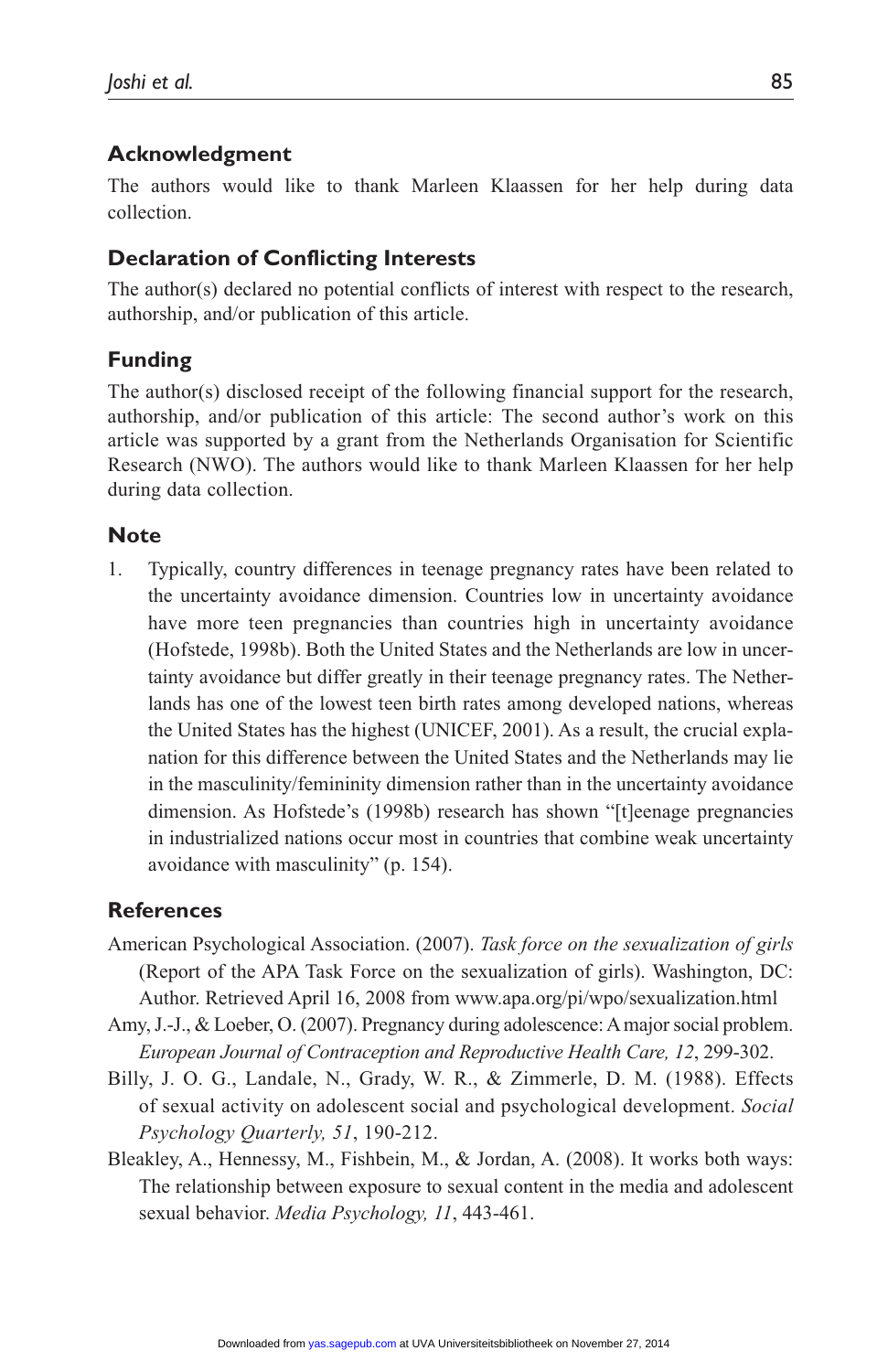## Acknowledgment

The authors would like to thank Marleen Klaassen for her help during data collection.

## Declaration of Conflicting Interests

The author(s) declared no potential conflicts of interest with respect to the research, authorship, and/or publication of this article.

## Funding

The author(s) disclosed receipt of the following financial support for the research, authorship, and/or publication of this article: The second author's work on this article was supported by a grant from the Netherlands Organisation for Scientific Research (NWO). The authors would like to thank Marleen Klaassen for her help during data collection.

## Note

1. Typically, country differences in teenage pregnancy rates have been related to the uncertainty avoidance dimension. Countries low in uncertainty avoidance have more teen pregnancies than countries high in uncertainty avoidance (Hofstede, 1998b). Both the United States and the Netherlands are low in uncertainty avoidance but differ greatly in their teenage pregnancy rates. The Netherlands has one of the lowest teen birth rates among developed nations, whereas the United States has the highest (UNICEF, 2001). As a result, the crucial explanation for this difference between the United States and the Netherlands may lie in the masculinity/femininity dimension rather than in the uncertainty avoidance dimension. As Hofstede's (1998b) research has shown "[t]eenage pregnancies in industrialized nations occur most in countries that combine weak uncertainty avoidance with masculinity" (p. 154).

## References

American Psychological Association. (2007). *Task force on the sexualization of girls* (Report of the APA Task Force on the sexualization of girls). Washington, DC: Author. Retrieved April 16, 2008 from www.apa.org/pi/wpo/sexualization.html

Amy, J.-J., & Loeber, O. (2007). Pregnancy during adolescence: A major social problem. *European Journal of Contraception and Reproductive Health Care, 12*, 299-302.

Billy, J. O. G., Landale, N., Grady, W. R., & Zimmerle, D. M. (1988). Effects of sexual activity on adolescent social and psychological development. *Social Psychology Quarterly, 51*, 190-212.

Bleakley, A., Hennessy, M., Fishbein, M., & Jordan, A. (2008). It works both ways: The relationship between exposure to sexual content in the media and adolescent sexual behavior. *Media Psychology, 11*, 443-461.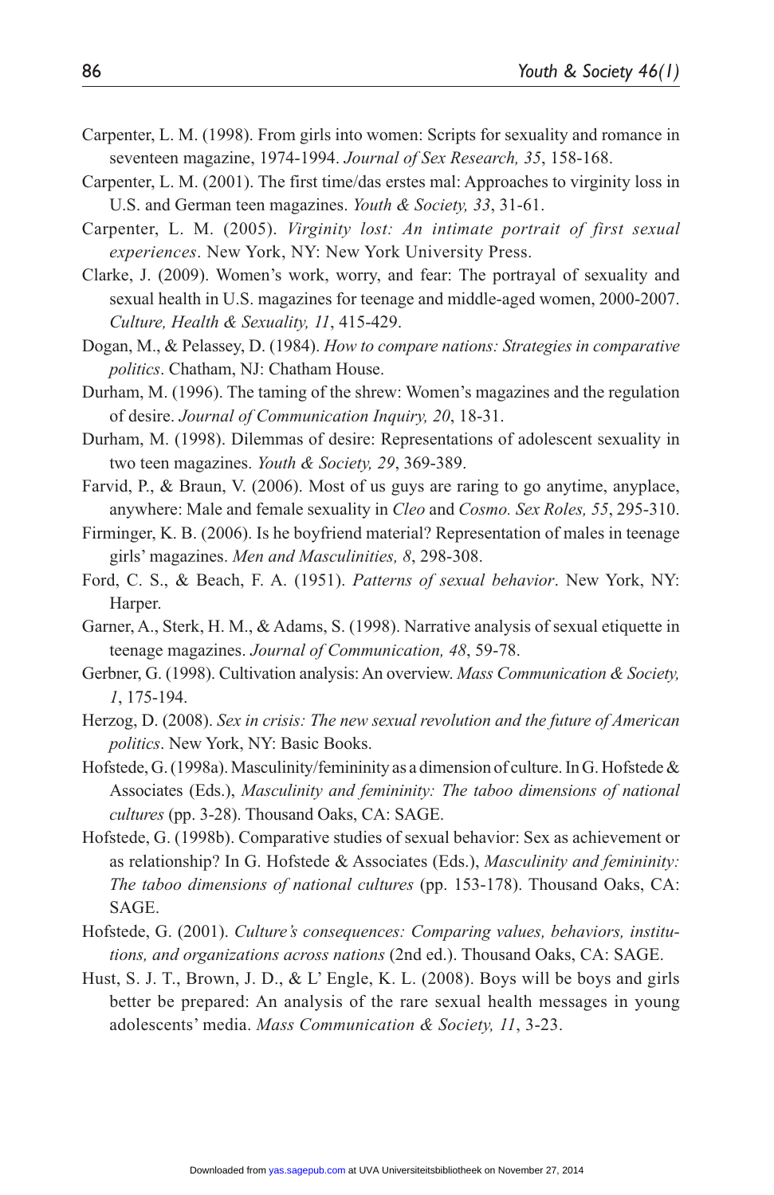Carpenter, L. M. (1998). From girls into women: Scripts for sexuality and romance in seventeen magazine, 1974-1994. *Journal of Sex Research, 35*, 158-168.

Carpenter, L. M. (2001). The first time/das erstes mal: Approaches to virginity loss in U.S. and German teen magazines. *Youth & Society, 33*, 31-61.

Carpenter, L. M. (2005). *Virginity lost: An intimate portrait of first sexual experiences*. New York, NY: New York University Press.

Clarke, J. (2009). Women's work, worry, and fear: The portrayal of sexuality and sexual health in U.S. magazines for teenage and middle-aged women, 2000-2007. *Culture, Health & Sexuality, 11*, 415-429.

Dogan, M., & Pelassey, D. (1984). *How to compare nations: Strategies in comparative politics*. Chatham, NJ: Chatham House.

Durham, M. (1996). The taming of the shrew: Women's magazines and the regulation of desire. *Journal of Communication Inquiry, 20*, 18-31.

Durham, M. (1998). Dilemmas of desire: Representations of adolescent sexuality in two teen magazines. *Youth & Society, 29*, 369-389.

Farvid, P., & Braun, V. (2006). Most of us guys are raring to go anytime, anyplace, anywhere: Male and female sexuality in *Cleo* and *Cosmo. Sex Roles, 55*, 295-310.

Firminger, K. B. (2006). Is he boyfriend material? Representation of males in teenage girls' magazines. *Men and Masculinities, 8*, 298-308.

Ford, C. S., & Beach, F. A. (1951). *Patterns of sexual behavior*. New York, NY: Harper.

Garner, A., Sterk, H. M., & Adams, S. (1998). Narrative analysis of sexual etiquette in teenage magazines. *Journal of Communication, 48*, 59-78.

Gerbner, G. (1998). Cultivation analysis: An overview. *Mass Communication & Society, 1*, 175-194.

Herzog, D. (2008). *Sex in crisis: The new sexual revolution and the future of American politics*. New York, NY: Basic Books.

Hofstede, G. (1998a). Masculinity/femininity as a dimension of culture. In G. Hofstede & Associates (Eds.), *Masculinity and femininity: The taboo dimensions of national cultures* (pp. 3-28). Thousand Oaks, CA: SAGE.

Hofstede, G. (1998b). Comparative studies of sexual behavior: Sex as achievement or as relationship? In G. Hofstede & Associates (Eds.), *Masculinity and femininity: The taboo dimensions of national cultures* (pp. 153-178). Thousand Oaks, CA: SAGE.

Hofstede, G. (2001). *Culture's consequences: Comparing values, behaviors, institutions, and organizations across nations* (2nd ed.). Thousand Oaks, CA: SAGE.

Hust, S. J. T., Brown, J. D., & L' Engle, K. L. (2008). Boys will be boys and girls better be prepared: An analysis of the rare sexual health messages in young adolescents' media. *Mass Communication & Society, 11*, 3-23.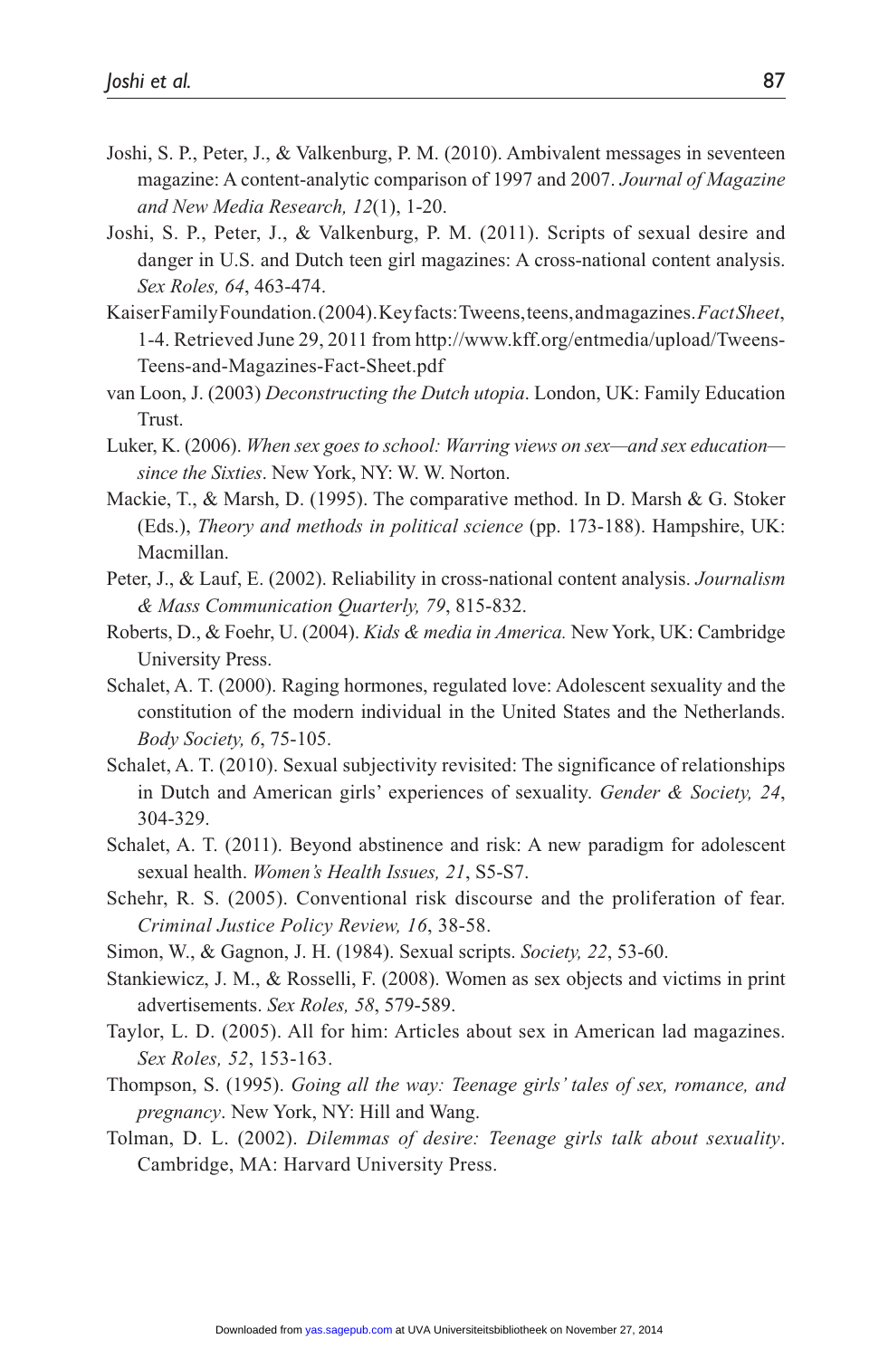Joshi, S. P., Peter, J., & Valkenburg, P. M. (2010). Ambivalent messages in seventeen magazine: A content-analytic comparison of 1997 and 2007. *Journal of Magazine and New Media Research, 12*(1), 1-20.

Joshi, S. P., Peter, J., & Valkenburg, P. M. (2011). Scripts of sexual desire and danger in U.S. and Dutch teen girl magazines: A cross-national content analysis. *Sex Roles, 64*, 463-474.

Kaiser Family Foundation. (2004). Key facts: Tweens, teens, and magazines. *Fact Sheet*, 1-4. Retrieved June 29, 2011 from http://www.kff.org/entmedia/upload/Tweens-Teens-and-Magazines-Fact-Sheet.pdf

van Loon, J. (2003) *Deconstructing the Dutch utopia*. London, UK: Family Education Trust.

Luker, K. (2006). *When sex goes to school: Warring views on sex—and sex education—since the Sixties*. New York, NY: W. W. Norton.

Mackie, T., & Marsh, D. (1995). The comparative method. In D. Marsh & G. Stoker (Eds.), *Theory and methods in political science* (pp. 173-188). Hampshire, UK: Macmillan.

Peter, J., & Lauf, E. (2002). Reliability in cross-national content analysis. *Journalism & Mass Communication Quarterly, 79*, 815-832.

Roberts, D., & Foehr, U. (2004). *Kids & media in America.* New York, UK: Cambridge University Press.

Schalet, A. T. (2000). Raging hormones, regulated love: Adolescent sexuality and the constitution of the modern individual in the United States and the Netherlands. *Body Society, 6*, 75-105.

Schalet, A. T. (2010). Sexual subjectivity revisited: The significance of relationships in Dutch and American girls' experiences of sexuality. *Gender & Society, 24*, 304-329.

Schalet, A. T. (2011). Beyond abstinence and risk: A new paradigm for adolescent sexual health. *Women's Health Issues, 21*, S5-S7.

Schehr, R. S. (2005). Conventional risk discourse and the proliferation of fear. *Criminal Justice Policy Review, 16*, 38-58.

Simon, W., & Gagnon, J. H. (1984). Sexual scripts. *Society, 22*, 53-60.

Stankiewicz, J. M., & Rosselli, F. (2008). Women as sex objects and victims in print advertisements. *Sex Roles, 58*, 579-589.

Taylor, L. D. (2005). All for him: Articles about sex in American lad magazines. *Sex Roles, 52*, 153-163.

Thompson, S. (1995). *Going all the way: Teenage girls' tales of sex, romance, and pregnancy*. New York, NY: Hill and Wang.

Tolman, D. L. (2002). *Dilemmas of desire: Teenage girls talk about sexuality*. Cambridge, MA: Harvard University Press.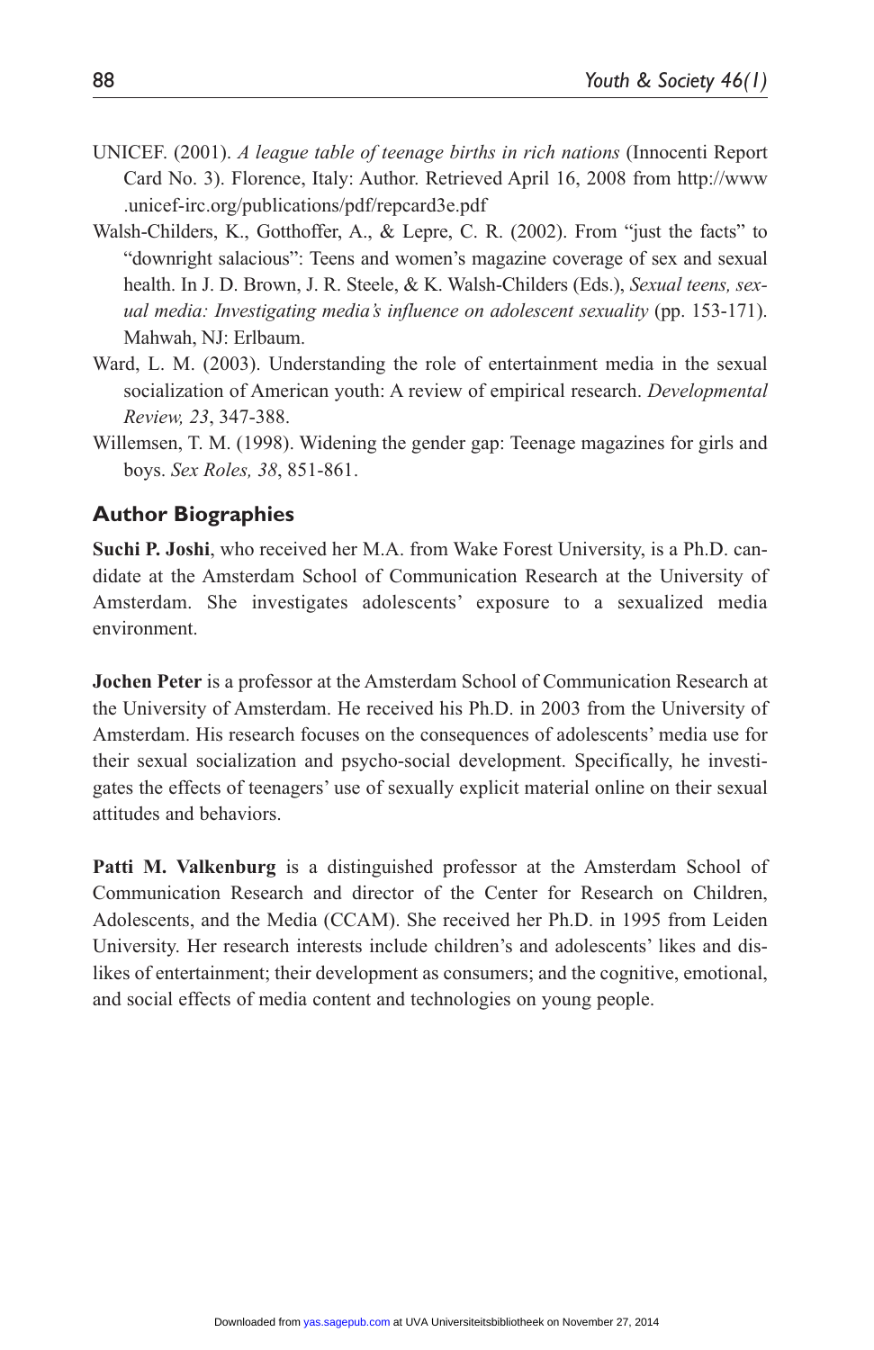UNICEF. (2001). *A league table of teenage births in rich nations* (Innocenti Report Card No. 3). Florence, Italy: Author. Retrieved April 16, 2008 from http://www.unicef-irc.org/publications/pdf/repcard3e.pdf

Walsh-Childers, K., Gotthoffer, A., & Lepre, C. R. (2002). From "just the facts" to "downright salacious": Teens and women's magazine coverage of sex and sexual health. In J. D. Brown, J. R. Steele, & K. Walsh-Childers (Eds.), *Sexual teens, sexual media: Investigating media's influence on adolescent sexuality* (pp. 153-171). Mahwah, NJ: Erlbaum.

Ward, L. M. (2003). Understanding the role of entertainment media in the sexual socialization of American youth: A review of empirical research. *Developmental Review, 23*, 347-388.

Willemsen, T. M. (1998). Widening the gender gap: Teenage magazines for girls and boys. *Sex Roles, 38*, 851-861.

## Author Biographies

**Suchi P. Joshi**, who received her M.A. from Wake Forest University, is a Ph.D. candidate at the Amsterdam School of Communication Research at the University of Amsterdam. She investigates adolescents' exposure to a sexualized media environment.

**Jochen Peter** is a professor at the Amsterdam School of Communication Research at the University of Amsterdam. He received his Ph.D. in 2003 from the University of Amsterdam. His research focuses on the consequences of adolescents' media use for their sexual socialization and psycho-social development. Specifically, he investigates the effects of teenagers' use of sexually explicit material online on their sexual attitudes and behaviors.

**Patti M. Valkenburg** is a distinguished professor at the Amsterdam School of Communication Research and director of the Center for Research on Children, Adolescents, and the Media (CCAM). She received her Ph.D. in 1995 from Leiden University. Her research interests include children's and adolescents' likes and dislikes of entertainment; their development as consumers; and the cognitive, emotional, and social effects of media content and technologies on young people.